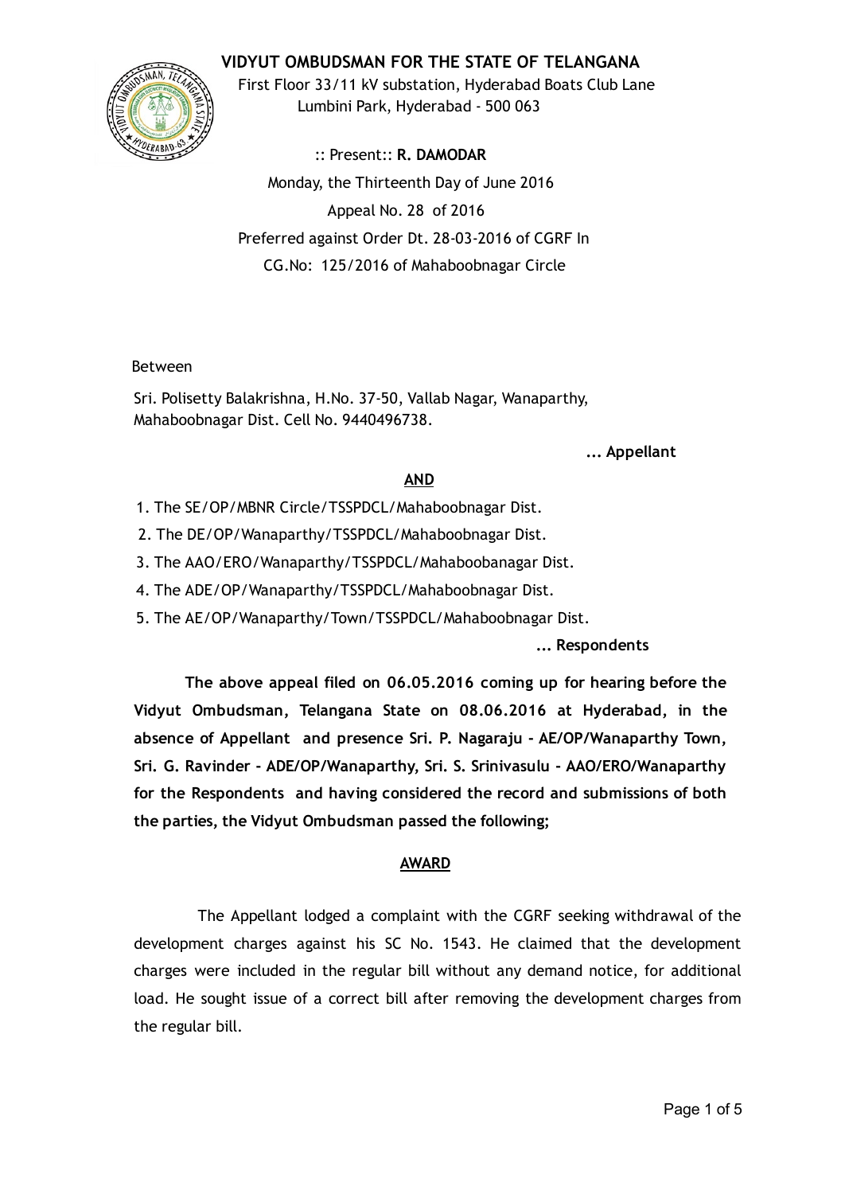# VIDYUT OMBUDSMAN FOR THE STATE OF TELANGANA

First Floor 33/11 kV substation, Hyderabad Boats Club Lane
Lumbini Park, Hyderabad - 500 063

:: Present:: **R. DAMODAR**

Monday, the Thirteenth Day of June 2016

Appeal No. 28 of 2016

Preferred against Order Dt. 28-03-2016 of CGRF In
CG.No: 125/2016 of Mahaboobnagar Circle

Between

Sri. Polisetty Balakrishna, H.No. 37-50, Vallab Nagar, Wanaparthy, Mahaboobnagar Dist. Cell No. 9440496738.

**... Appellant**

**AND**

1. The SE/OP/MBNR Circle/TSSPDCL/Mahaboobnagar Dist.
2. The DE/OP/Wanaparthy/TSSPDCL/Mahaboobnagar Dist.
3. The AAO/ERO/Wanaparthy/TSSPDCL/Mahaboobanagar Dist.
4. The ADE/OP/Wanaparthy/TSSPDCL/Mahaboobnagar Dist.
5. The AE/OP/Wanaparthy/Town/TSSPDCL/Mahaboobnagar Dist.

**... Respondents**

**The above appeal filed on 06.05.2016 coming up for hearing before the Vidyut Ombudsman, Telangana State on 08.06.2016 at Hyderabad, in the absence of Appellant and presence Sri. P. Nagaraju - AE/OP/Wanaparthy Town, Sri. G. Ravinder - ADE/OP/Wanaparthy, Sri. S. Srinivasulu - AAO/ERO/Wanaparthy for the Respondents and having considered the record and submissions of both the parties, the Vidyut Ombudsman passed the following;**

## AWARD

The Appellant lodged a complaint with the CGRF seeking withdrawal of the development charges against his SC No. 1543. He claimed that the development charges were included in the regular bill without any demand notice, for additional load. He sought issue of a correct bill after removing the development charges from the regular bill.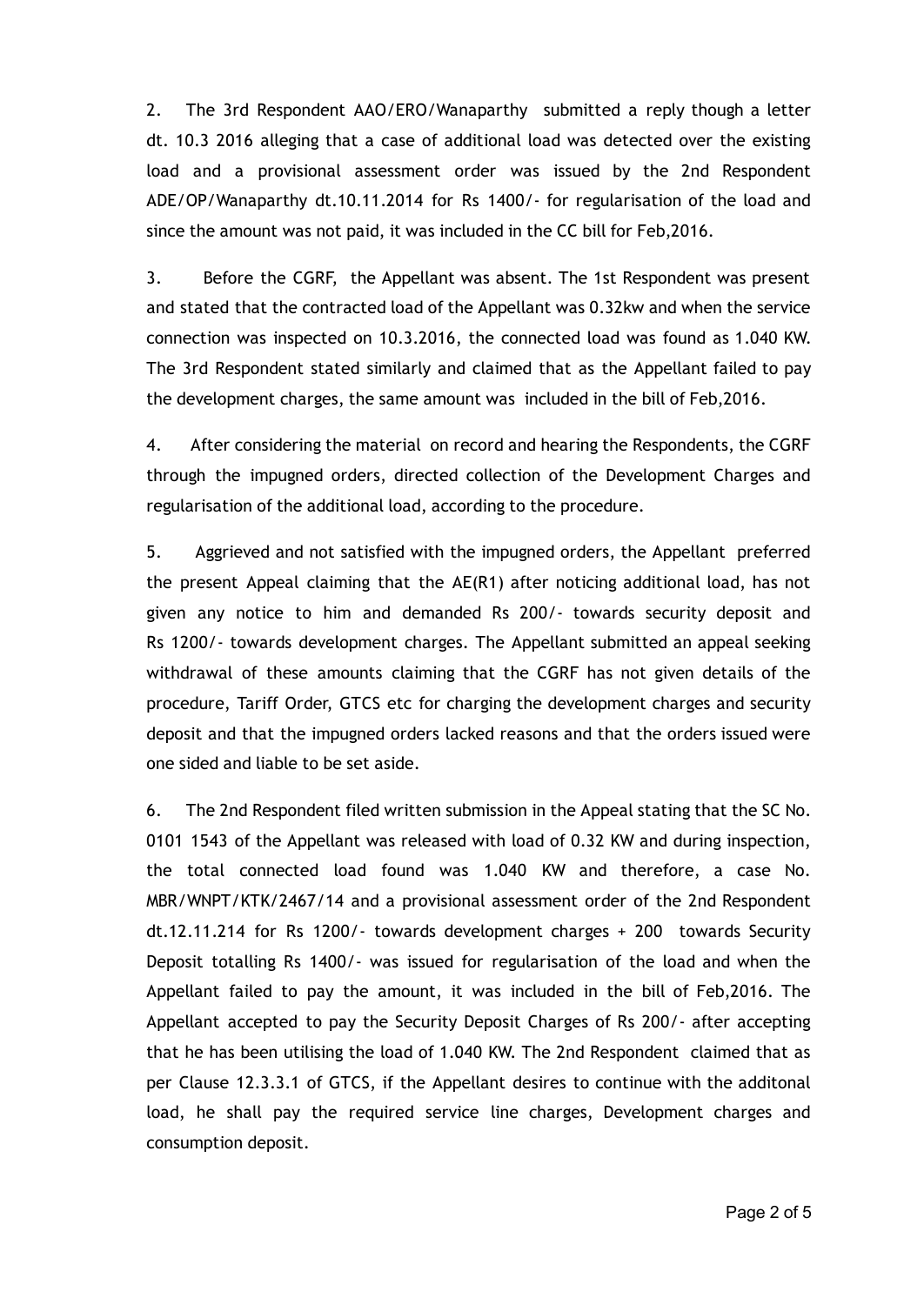2. The 3rd Respondent AAO/ERO/Wanaparthy submitted a reply though a letter dt. 10.3 2016 alleging that a case of additional load was detected over the existing load and a provisional assessment order was issued by the 2nd Respondent ADE/OP/Wanaparthy dt.10.11.2014 for Rs 1400/- for regularisation of the load and since the amount was not paid, it was included in the CC bill for Feb,2016.

3. Before the CGRF, the Appellant was absent. The 1st Respondent was present and stated that the contracted load of the Appellant was 0.32kw and when the service connection was inspected on 10.3.2016, the connected load was found as 1.040 KW. The 3rd Respondent stated similarly and claimed that as the Appellant failed to pay the development charges, the same amount was included in the bill of Feb,2016.

4. After considering the material on record and hearing the Respondents, the CGRF through the impugned orders, directed collection of the Development Charges and regularisation of the additional load, according to the procedure.

5. Aggrieved and not satisfied with the impugned orders, the Appellant preferred the present Appeal claiming that the AE(R1) after noticing additional load, has not given any notice to him and demanded Rs 200/- towards security deposit and Rs 1200/- towards development charges. The Appellant submitted an appeal seeking withdrawal of these amounts claiming that the CGRF has not given details of the procedure, Tariff Order, GTCS etc for charging the development charges and security deposit and that the impugned orders lacked reasons and that the orders issued were one sided and liable to be set aside.

6. The 2nd Respondent filed written submission in the Appeal stating that the SC No. 0101 1543 of the Appellant was released with load of 0.32 KW and during inspection, the total connected load found was 1.040 KW and therefore, a case No. MBR/WNPT/KTK/2467/14 and a provisional assessment order of the 2nd Respondent dt.12.11.214 for Rs 1200/- towards development charges + 200 towards Security Deposit totalling Rs 1400/- was issued for regularisation of the load and when the Appellant failed to pay the amount, it was included in the bill of Feb,2016. The Appellant accepted to pay the Security Deposit Charges of Rs 200/- after accepting that he has been utilising the load of 1.040 KW. The 2nd Respondent claimed that as per Clause 12.3.3.1 of GTCS, if the Appellant desires to continue with the additonal load, he shall pay the required service line charges, Development charges and consumption deposit.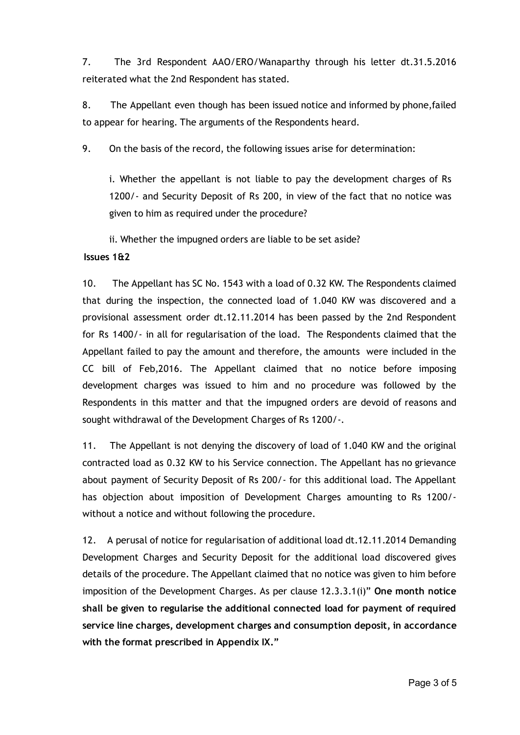7. The 3rd Respondent AAO/ERO/Wanaparthy through his letter dt.31.5.2016 reiterated what the 2nd Respondent has stated.

8. The Appellant even though has been issued notice and informed by phone,failed to appear for hearing. The arguments of the Respondents heard.

9. On the basis of the record, the following issues arise for determination:

i. Whether the appellant is not liable to pay the development charges of Rs 1200/- and Security Deposit of Rs 200, in view of the fact that no notice was given to him as required under the procedure?

ii. Whether the impugned orders are liable to be set aside?

**Issues 1&2**

10. The Appellant has SC No. 1543 with a load of 0.32 KW. The Respondents claimed that during the inspection, the connected load of 1.040 KW was discovered and a provisional assessment order dt.12.11.2014 has been passed by the 2nd Respondent for Rs 1400/- in all for regularisation of the load. The Respondents claimed that the Appellant failed to pay the amount and therefore, the amounts were included in the CC bill of Feb,2016. The Appellant claimed that no notice before imposing development charges was issued to him and no procedure was followed by the Respondents in this matter and that the impugned orders are devoid of reasons and sought withdrawal of the Development Charges of Rs 1200/-.

11. The Appellant is not denying the discovery of load of 1.040 KW and the original contracted load as 0.32 KW to his Service connection. The Appellant has no grievance about payment of Security Deposit of Rs 200/- for this additional load. The Appellant has objection about imposition of Development Charges amounting to Rs 1200/- without a notice and without following the procedure.

12. A perusal of notice for regularisation of additional load dt.12.11.2014 Demanding Development Charges and Security Deposit for the additional load discovered gives details of the procedure. The Appellant claimed that no notice was given to him before imposition of the Development Charges. As per clause 12.3.3.1(i)" **One month notice shall be given to regularise the additional connected load for payment of required service line charges, development charges and consumption deposit, in accordance with the format prescribed in Appendix IX."**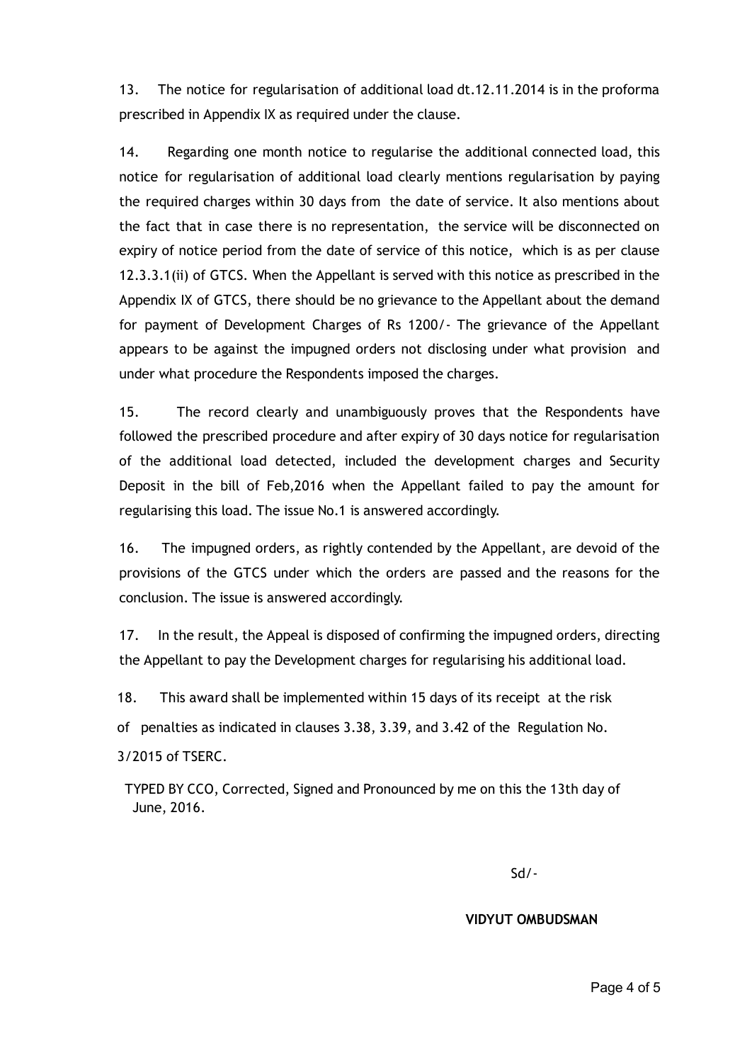13. The notice for regularisation of additional load dt.12.11.2014 is in the proforma prescribed in Appendix IX as required under the clause.

14. Regarding one month notice to regularise the additional connected load, this notice for regularisation of additional load clearly mentions regularisation by paying the required charges within 30 days from the date of service. It also mentions about the fact that in case there is no representation, the service will be disconnected on expiry of notice period from the date of service of this notice, which is as per clause 12.3.3.1(ii) of GTCS. When the Appellant is served with this notice as prescribed in the Appendix IX of GTCS, there should be no grievance to the Appellant about the demand for payment of Development Charges of Rs 1200/- The grievance of the Appellant appears to be against the impugned orders not disclosing under what provision and under what procedure the Respondents imposed the charges.

15. The record clearly and unambiguously proves that the Respondents have followed the prescribed procedure and after expiry of 30 days notice for regularisation of the additional load detected, included the development charges and Security Deposit in the bill of Feb,2016 when the Appellant failed to pay the amount for regularising this load. The issue No.1 is answered accordingly.

16. The impugned orders, as rightly contended by the Appellant, are devoid of the provisions of the GTCS under which the orders are passed and the reasons for the conclusion. The issue is answered accordingly.

17. In the result, the Appeal is disposed of confirming the impugned orders, directing the Appellant to pay the Development charges for regularising his additional load.

18. This award shall be implemented within 15 days of its receipt at the risk of penalties as indicated in clauses 3.38, 3.39, and 3.42 of the Regulation No. 3/2015 of TSERC.

TYPED BY CCO, Corrected, Signed and Pronounced by me on this the 13th day of June, 2016.

Sd/-

**VIDYUT OMBUDSMAN**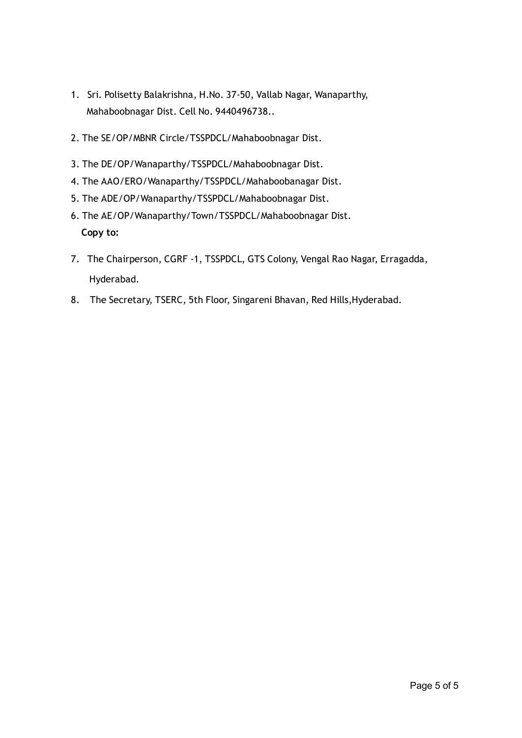1. Sri. Polisetty Balakrishna, H.No. 37-50, Vallab Nagar, Wanaparthy, Mahaboobnagar Dist. Cell No. 9440496738..
2. The SE/OP/MBNR Circle/TSSPDCL/Mahaboobnagar Dist.
3. The DE/OP/Wanaparthy/TSSPDCL/Mahaboobnagar Dist.
4. The AAO/ERO/Wanaparthy/TSSPDCL/Mahaboobanagar Dist.
5. The ADE/OP/Wanaparthy/TSSPDCL/Mahaboobnagar Dist.
6. The AE/OP/Wanaparthy/Town/TSSPDCL/Mahaboobnagar Dist.

**Copy to:**

7. The Chairperson, CGRF -1, TSSPDCL, GTS Colony, Vengal Rao Nagar, Erragadda, Hyderabad.
8. The Secretary, TSERC, 5th Floor, Singareni Bhavan, Red Hills,Hyderabad.